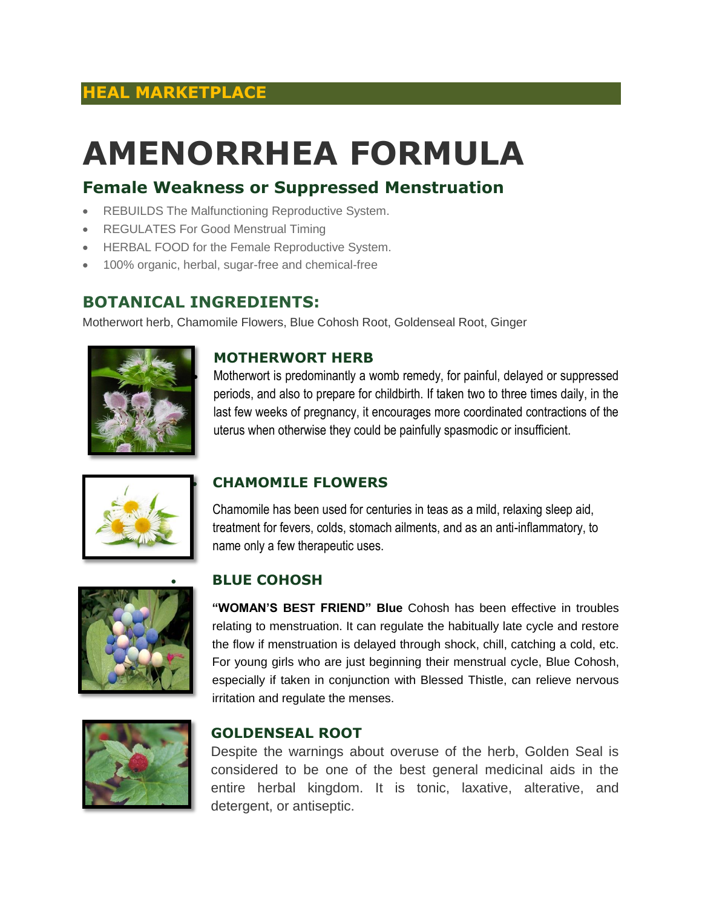HEAL MARKETPLACE

# AMENORRHEA FORMULA

## Female Weakness or Suppressed Menstruation

- REBUILDS The Malfunctioning Reproductive System.
- REGULATES For Good Menstrual Timing
- HERBAL FOOD for the Female Reproductive System.
- 100% organic, herbal, sugar-free and chemical-free

## BOTANICAL INGREDIENTS:

Motherwort herb, Chamomile Flowers, Blue Cohosh Root, Goldenseal Root, Ginger

### MOTHERWORT HERB

Motherwort is predominantly a womb remedy, for painful, delayed or suppressed periods, and also to prepare for childbirth. If taken two to three times daily, in the last few weeks of pregnancy, it encourages more coordinated contractions of the uterus when otherwise they could be painfully spasmodic or insufficient.

### CHAMOMILE FLOWERS

Chamomile has been used for centuries in teas as a mild, relaxing sleep aid, treatment for fevers, colds, stomach ailments, and as an anti-inflammatory, to name only a few therapeutic uses.

### BLUE COHOSH

**"WOMAN'S BEST FRIEND" Blue** Cohosh has been effective in troubles relating to menstruation. It can regulate the habitually late cycle and restore the flow if menstruation is delayed through shock, chill, catching a cold, etc. For young girls who are just beginning their menstrual cycle, Blue Cohosh, especially if taken in conjunction with Blessed Thistle, can relieve nervous irritation and regulate the menses.

### GOLDENSEAL ROOT

Despite the warnings about overuse of the herb, Golden Seal is considered to be one of the best general medicinal aids in the entire herbal kingdom. It is tonic, laxative, alterative, and detergent, or antiseptic.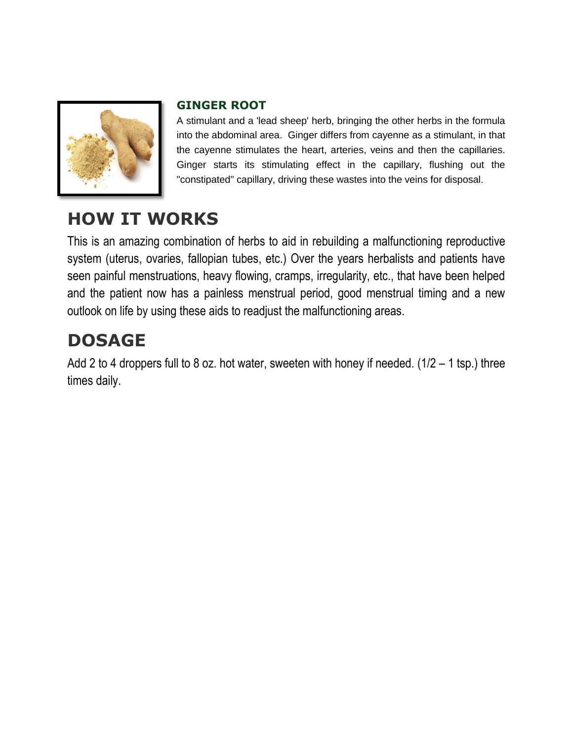### GINGER ROOT

A stimulant and a 'lead sheep' herb, bringing the other herbs in the formula into the abdominal area. Ginger differs from cayenne as a stimulant, in that the cayenne stimulates the heart, arteries, veins and then the capillaries. Ginger starts its stimulating effect in the capillary, flushing out the "constipated" capillary, driving these wastes into the veins for disposal.

## HOW IT WORKS

This is an amazing combination of herbs to aid in rebuilding a malfunctioning reproductive system (uterus, ovaries, fallopian tubes, etc.) Over the years herbalists and patients have seen painful menstruations, heavy flowing, cramps, irregularity, etc., that have been helped and the patient now has a painless menstrual period, good menstrual timing and a new outlook on life by using these aids to readjust the malfunctioning areas.

## DOSAGE

Add 2 to 4 droppers full to 8 oz. hot water, sweeten with honey if needed. (1/2 – 1 tsp.) three times daily.